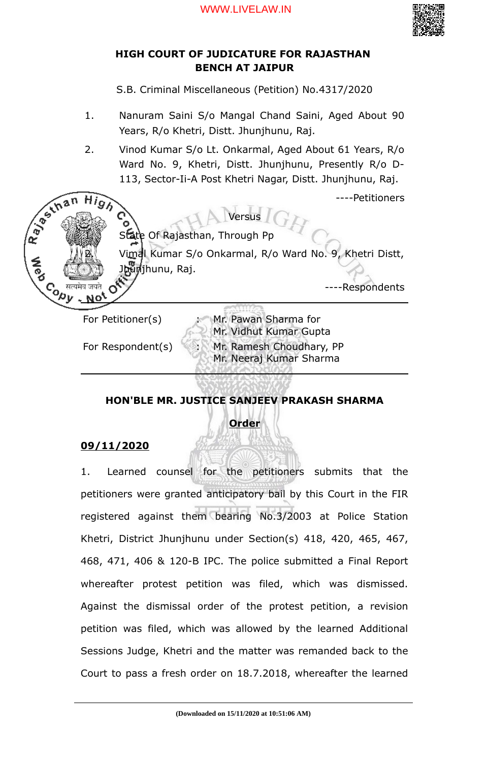## HIGH COURT OF JUDICATURE FOR RAJASTHAN
## BENCH AT JAIPUR

S.B. Criminal Miscellaneous (Petition) No.4317/2020

1. Nanuram Saini S/o Mangal Chand Saini, Aged About 90 Years, R/o Khetri, Distt. Jhunjhunu, Raj.
2. Vinod Kumar S/o Lt. Onkarmal, Aged About 61 Years, R/o Ward No. 9, Khetri, Distt. Jhunjhunu, Presently R/o D-113, Sector-Ii-A Post Khetri Nagar, Distt. Jhunjhunu, Raj.

----Petitioners

Versus

1. State Of Rajasthan, Through Pp
2. Vimal Kumar S/o Onkarmal, R/o Ward No. 9, Khetri Distt, Jhunjhunu, Raj.

----Respondents

| | | |
|---|---|---|
| For Petitioner(s) | : | Mr. Pawan Sharma for Mr. Vidhut Kumar Gupta |
| For Respondent(s) | : | Mr. Ramesh Choudhary, PP Mr. Neeraj Kumar Sharma |

**HON'BLE MR. JUSTICE SANJEEV PRAKASH SHARMA**

**Order**

**09/11/2020**

1. Learned counsel for the petitioners submits that the petitioners were granted anticipatory bail by this Court in the FIR registered against them bearing No.3/2003 at Police Station Khetri, District Jhunjhunu under Section(s) 418, 420, 465, 467, 468, 471, 406 & 120-B IPC. The police submitted a Final Report whereafter protest petition was filed, which was dismissed. Against the dismissal order of the protest petition, a revision petition was filed, which was allowed by the learned Additional Sessions Judge, Khetri and the matter was remanded back to the Court to pass a fresh order on 18.7.2018, whereafter the learned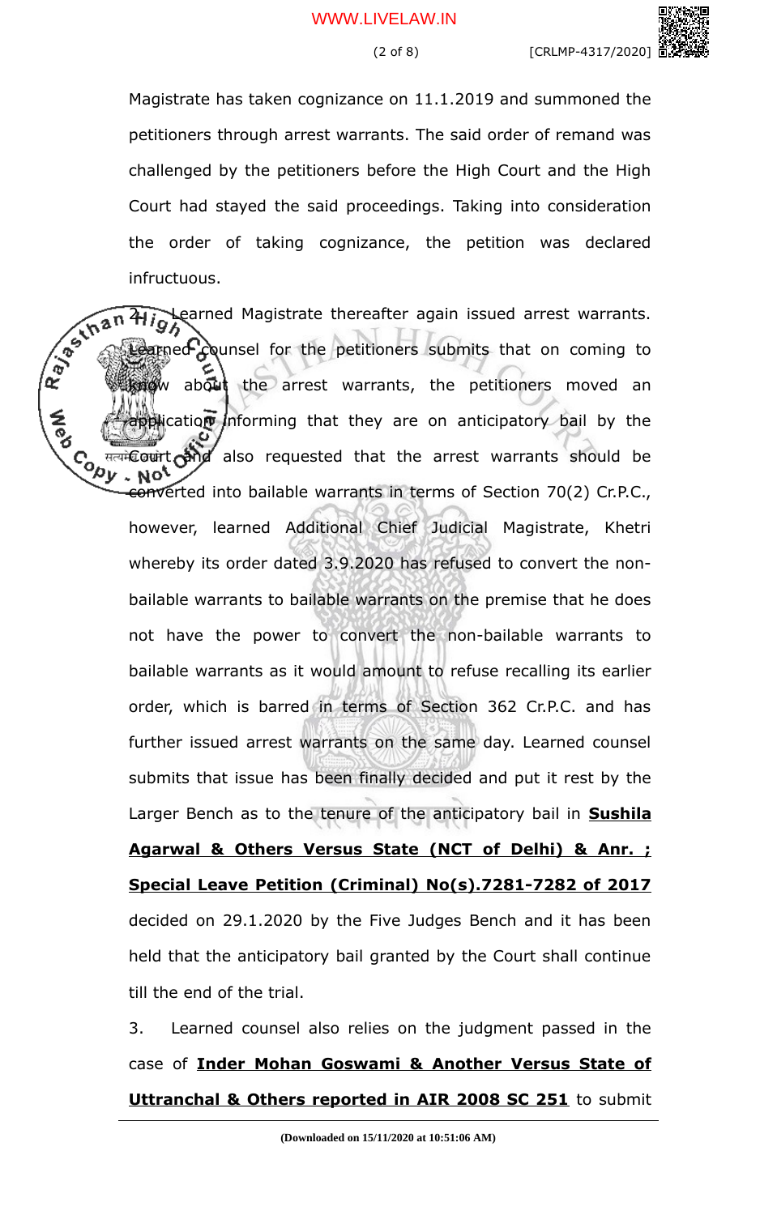Magistrate has taken cognizance on 11.1.2019 and summoned the petitioners through arrest warrants. The said order of remand was challenged by the petitioners before the High Court and the High Court had stayed the said proceedings. Taking into consideration the order of taking cognizance, the petition was declared infructuous.

2. Learned Magistrate thereafter again issued arrest warrants. Learned counsel for the petitioners submits that on coming to know about the arrest warrants, the petitioners moved an application informing that they are on anticipatory bail by the Court and also requested that the arrest warrants should be converted into bailable warrants in terms of Section 70(2) Cr.P.C., however, learned Additional Chief Judicial Magistrate, Khetri whereby its order dated 3.9.2020 has refused to convert the non-bailable warrants to bailable warrants on the premise that he does not have the power to convert the non-bailable warrants to bailable warrants as it would amount to refuse recalling its earlier order, which is barred in terms of Section 362 Cr.P.C. and has further issued arrest warrants on the same day. Learned counsel submits that issue has been finally decided and put it rest by the Larger Bench as to the tenure of the anticipatory bail in **<u>Sushila Agarwal & Others Versus State (NCT of Delhi) & Anr. ; Special Leave Petition (Criminal) No(s).7281-7282 of 2017</u>** decided on 29.1.2020 by the Five Judges Bench and it has been held that the anticipatory bail granted by the Court shall continue till the end of the trial.

3. Learned counsel also relies on the judgment passed in the case of **<u>Inder Mohan Goswami & Another Versus State of Uttranchal & Others reported in AIR 2008 SC 251</u>** to submit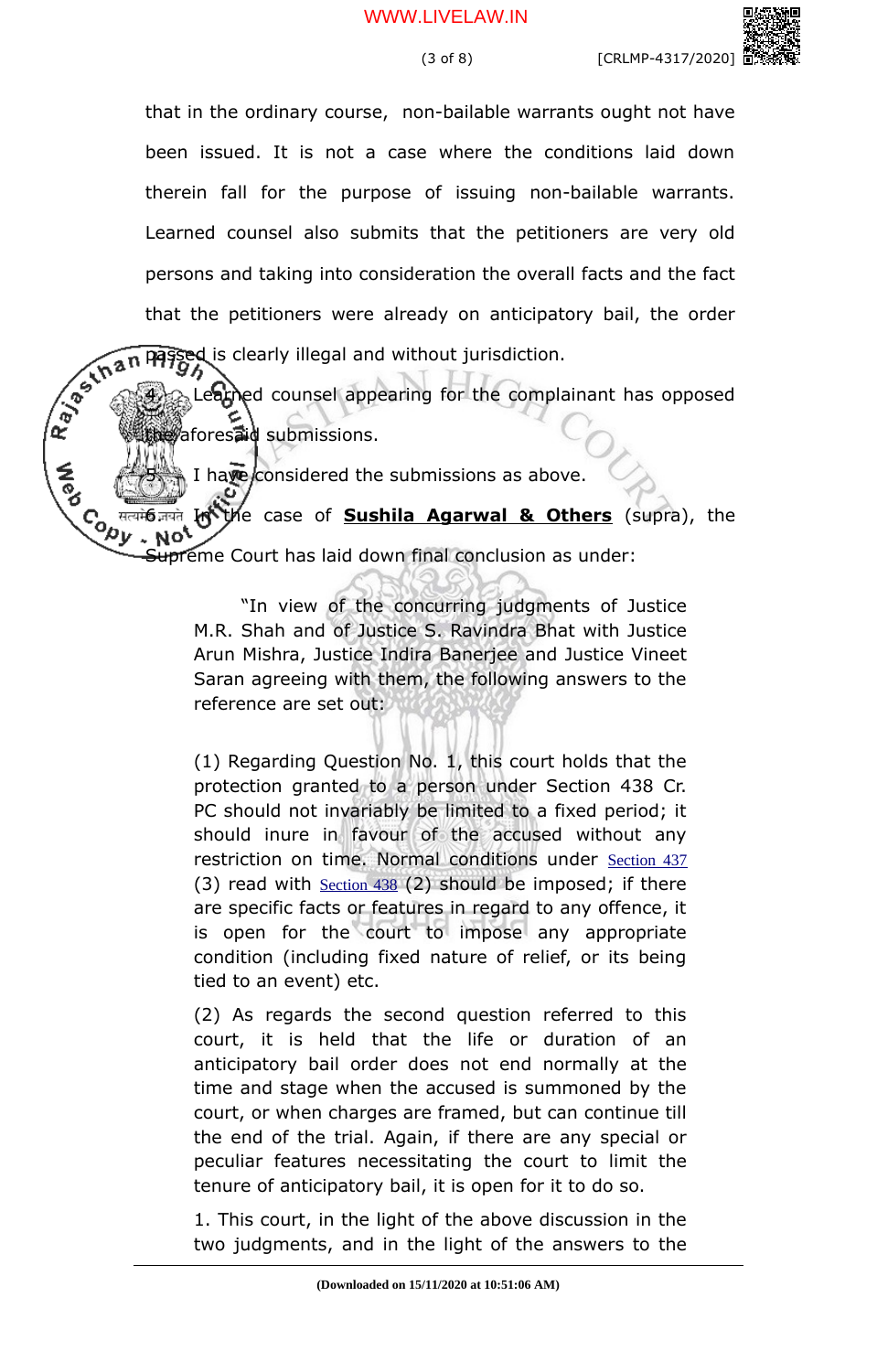that in the ordinary course, non-bailable warrants ought not have been issued. It is not a case where the conditions laid down therein fall for the purpose of issuing non-bailable warrants. Learned counsel also submits that the petitioners are very old persons and taking into consideration the overall facts and the fact that the petitioners were already on anticipatory bail, the order passed is clearly illegal and without jurisdiction.

4. Learned counsel appearing for the complainant has opposed the aforesaid submissions.

5. I have considered the submissions as above.

6. In the case of **Sushila Agarwal & Others** (supra), the Supreme Court has laid down final conclusion as under:

> "In view of the concurring judgments of Justice M.R. Shah and of Justice S. Ravindra Bhat with Justice Arun Mishra, Justice Indira Banerjee and Justice Vineet Saran agreeing with them, the following answers to the reference are set out:
>
> (1) Regarding Question No. 1, this court holds that the protection granted to a person under Section 438 Cr. PC should not invariably be limited to a fixed period; it should inure in favour of the accused without any restriction on time. Normal conditions under Section 437 (3) read with Section 438 (2) should be imposed; if there are specific facts or features in regard to any offence, it is open for the court to impose any appropriate condition (including fixed nature of relief, or its being tied to an event) etc.
>
> (2) As regards the second question referred to this court, it is held that the life or duration of an anticipatory bail order does not end normally at the time and stage when the accused is summoned by the court, or when charges are framed, but can continue till the end of the trial. Again, if there are any special or peculiar features necessitating the court to limit the tenure of anticipatory bail, it is open for it to do so.
>
> 1. This court, in the light of the above discussion in the two judgments, and in the light of the answers to the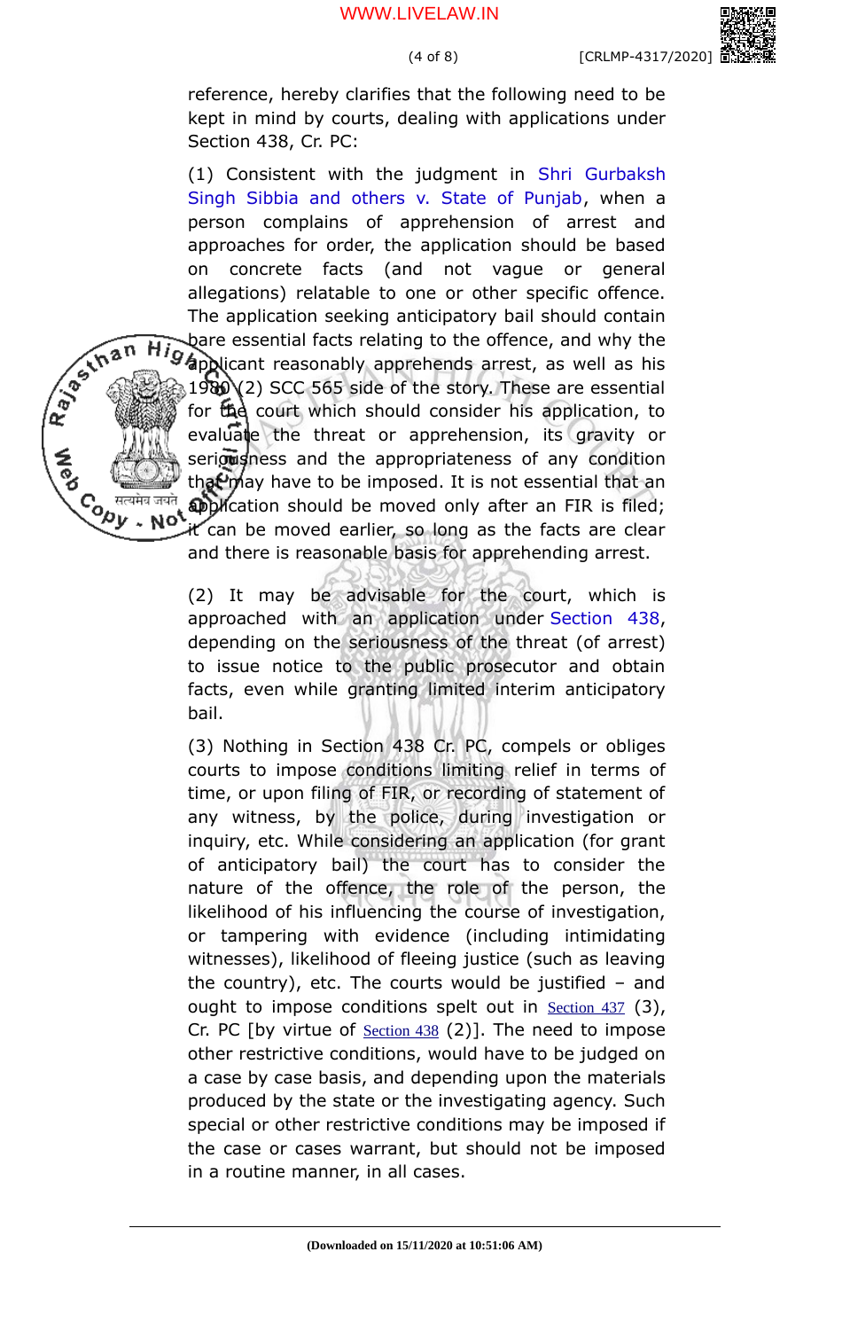reference, hereby clarifies that the following need to be kept in mind by courts, dealing with applications under Section 438, Cr. PC:

(1) Consistent with the judgment in Shri Gurbaksh Singh Sibbia and others v. State of Punjab, when a person complains of apprehension of arrest and approaches for order, the application should be based on concrete facts (and not vague or general allegations) relatable to one or other specific offence. The application seeking anticipatory bail should contain bare essential facts relating to the offence, and why the applicant reasonably apprehends arrest, as well as his 1980 (2) SCC 565 side of the story. These are essential for the court which should consider his application, to evaluate the threat or apprehension, its gravity or seriousness and the appropriateness of any condition that may have to be imposed. It is not essential that an application should be moved only after an FIR is filed; it can be moved earlier, so long as the facts are clear and there is reasonable basis for apprehending arrest.

(2) It may be advisable for the court, which is approached with an application under Section 438, depending on the seriousness of the threat (of arrest) to issue notice to the public prosecutor and obtain facts, even while granting limited interim anticipatory bail.

(3) Nothing in Section 438 Cr. PC, compels or obliges courts to impose conditions limiting relief in terms of time, or upon filing of FIR, or recording of statement of any witness, by the police, during investigation or inquiry, etc. While considering an application (for grant of anticipatory bail) the court has to consider the nature of the offence, the role of the person, the likelihood of his influencing the course of investigation, or tampering with evidence (including intimidating witnesses), likelihood of fleeing justice (such as leaving the country), etc. The courts would be justified – and ought to impose conditions spelt out in Section 437 (3), Cr. PC [by virtue of Section 438 (2)]. The need to impose other restrictive conditions, would have to be judged on a case by case basis, and depending upon the materials produced by the state or the investigating agency. Such special or other restrictive conditions may be imposed if the case or cases warrant, but should not be imposed in a routine manner, in all cases.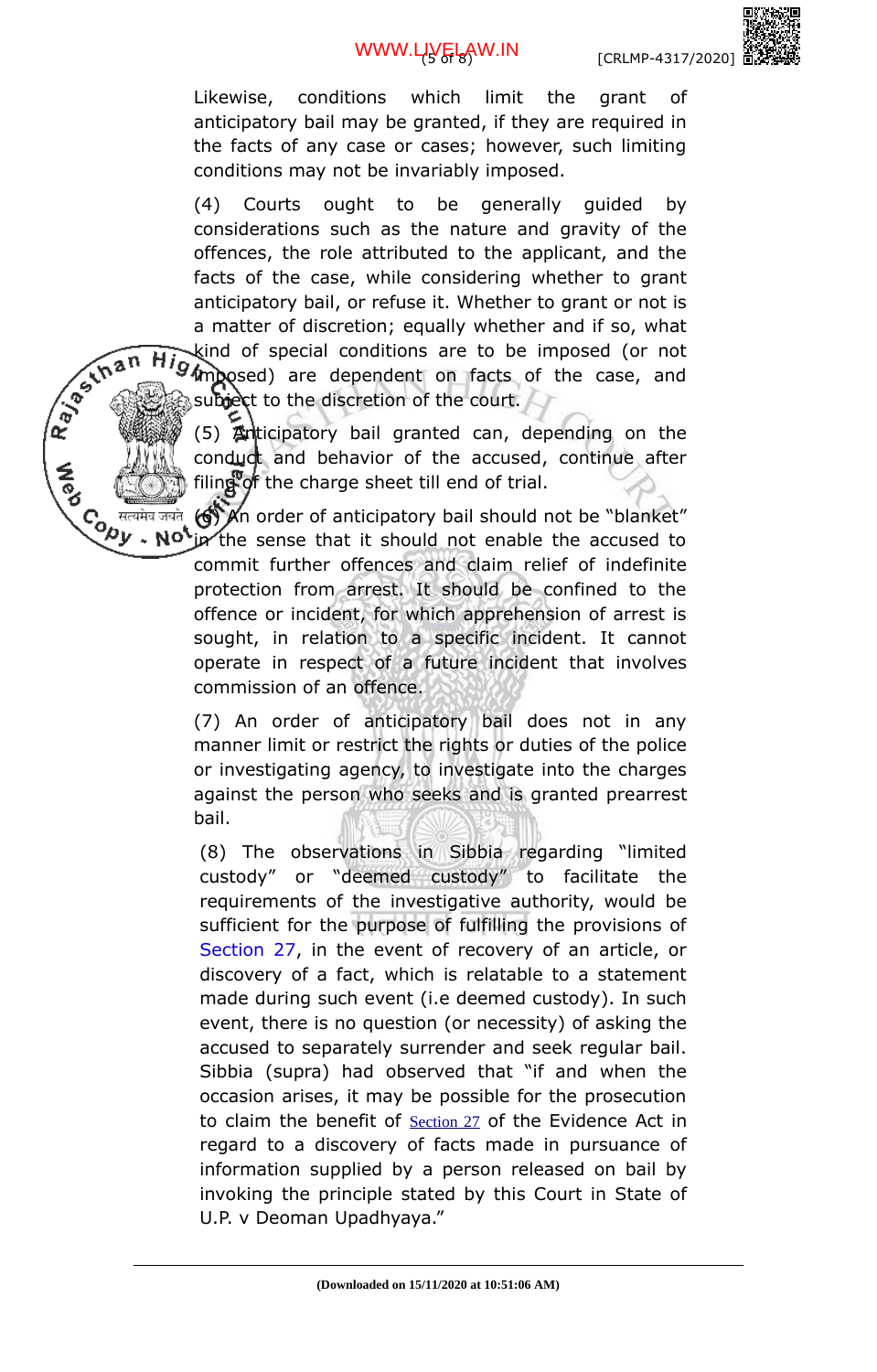Likewise, conditions which limit the grant of anticipatory bail may be granted, if they are required in the facts of any case or cases; however, such limiting conditions may not be invariably imposed.

(4) Courts ought to be generally guided by considerations such as the nature and gravity of the offences, the role attributed to the applicant, and the facts of the case, while considering whether to grant anticipatory bail, or refuse it. Whether to grant or not is a matter of discretion; equally whether and if so, what kind of special conditions are to be imposed (or not imposed) are dependent on facts of the case, and subject to the discretion of the court.

(5) Anticipatory bail granted can, depending on the conduct and behavior of the accused, continue after filing of the charge sheet till end of trial.

(6) An order of anticipatory bail should not be "blanket" in the sense that it should not enable the accused to commit further offences and claim relief of indefinite protection from arrest. It should be confined to the offence or incident, for which apprehension of arrest is sought, in relation to a specific incident. It cannot operate in respect of a future incident that involves commission of an offence.

(7) An order of anticipatory bail does not in any manner limit or restrict the rights or duties of the police or investigating agency, to investigate into the charges against the person who seeks and is granted prearrest bail.

(8) The observations in Sibbia regarding "limited custody" or "deemed custody" to facilitate the requirements of the investigative authority, would be sufficient for the purpose of fulfilling the provisions of Section 27, in the event of recovery of an article, or discovery of a fact, which is relatable to a statement made during such event (i.e deemed custody). In such event, there is no question (or necessity) of asking the accused to separately surrender and seek regular bail. Sibbia (supra) had observed that "if and when the occasion arises, it may be possible for the prosecution to claim the benefit of Section 27 of the Evidence Act in regard to a discovery of facts made in pursuance of information supplied by a person released on bail by invoking the principle stated by this Court in State of U.P. v Deoman Upadhyaya."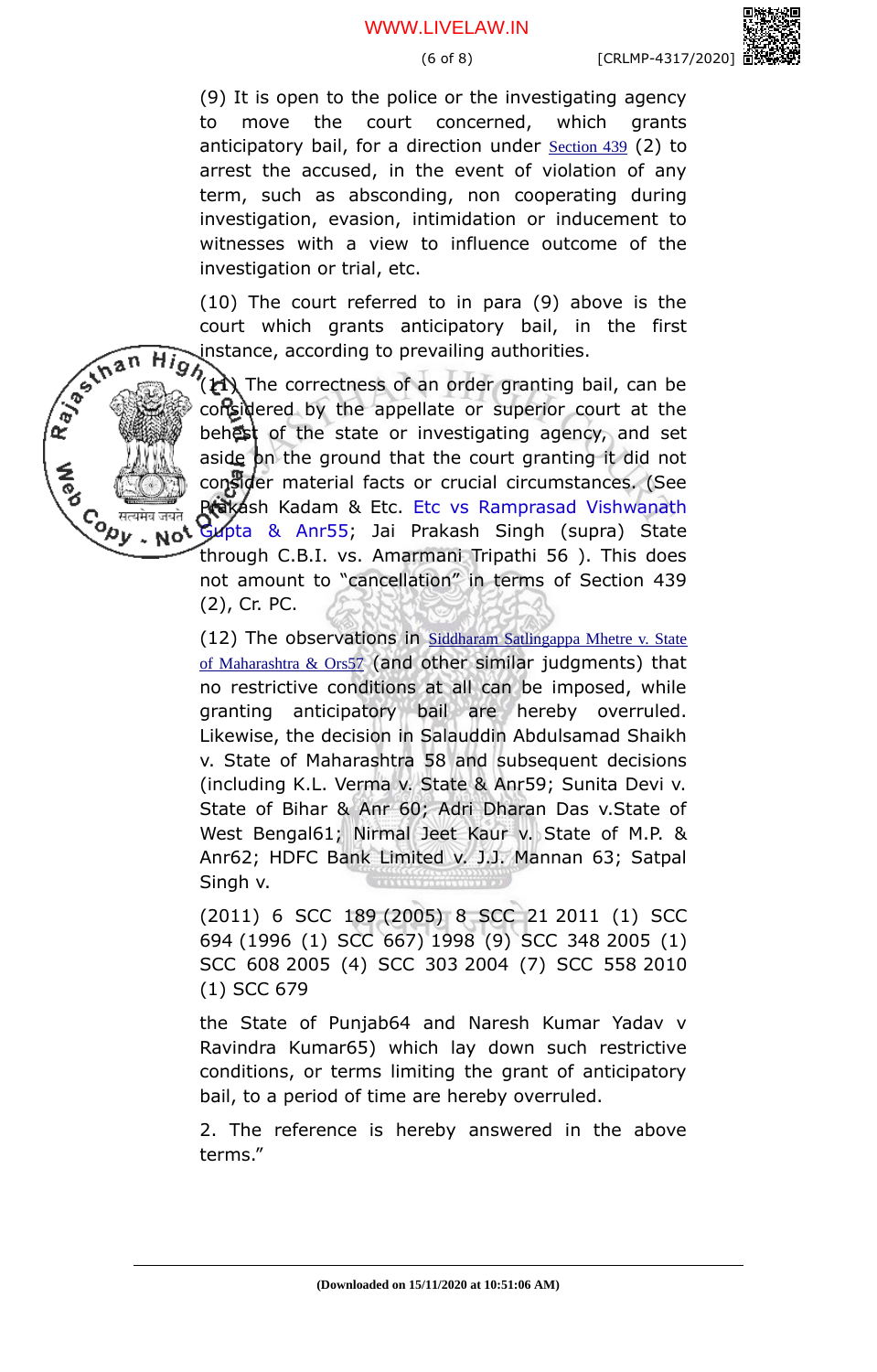(9) It is open to the police or the investigating agency to move the court concerned, which grants anticipatory bail, for a direction under Section 439 (2) to arrest the accused, in the event of violation of any term, such as absconding, non cooperating during investigation, evasion, intimidation or inducement to witnesses with a view to influence outcome of the investigation or trial, etc.

(10) The court referred to in para (9) above is the court which grants anticipatory bail, in the first instance, according to prevailing authorities.

(11) The correctness of an order granting bail, can be considered by the appellate or superior court at the behest of the state or investigating agency, and set aside on the ground that the court granting it did not consider material facts or crucial circumstances. (See Prakash Kadam & Etc. Etc vs Ramprasad Vishwanath Gupta & Anr55; Jai Prakash Singh (supra) State through C.B.I. vs. Amarmani Tripathi 56 ). This does not amount to "cancellation" in terms of Section 439 (2), Cr. PC.

(12) The observations in Siddharam Satlingappa Mhetre v. State of Maharashtra & Ors57 (and other similar judgments) that no restrictive conditions at all can be imposed, while granting anticipatory bail are hereby overruled. Likewise, the decision in Salauddin Abdulsamad Shaikh v. State of Maharashtra 58 and subsequent decisions (including K.L. Verma v. State & Anr59; Sunita Devi v. State of Bihar & Anr 60; Adri Dharan Das v.State of West Bengal61; Nirmal Jeet Kaur v. State of M.P. & Anr62; HDFC Bank Limited v. J.J. Mannan 63; Satpal Singh v.

(2011) 6 SCC 189 (2005) 8 SCC 21 2011 (1) SCC 694 (1996 (1) SCC 667) 1998 (9) SCC 348 2005 (1) SCC 608 2005 (4) SCC 303 2004 (7) SCC 558 2010 (1) SCC 679

the State of Punjab64 and Naresh Kumar Yadav v Ravindra Kumar65) which lay down such restrictive conditions, or terms limiting the grant of anticipatory bail, to a period of time are hereby overruled.

2. The reference is hereby answered in the above terms."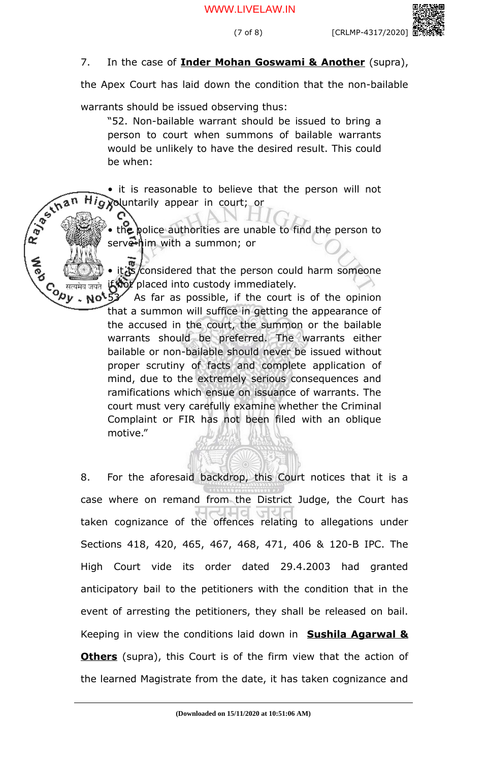7. In the case of **Inder Mohan Goswami & Another** (supra), the Apex Court has laid down the condition that the non-bailable warrants should be issued observing thus:

> "52. Non-bailable warrant should be issued to bring a person to court when summons of bailable warrants would be unlikely to have the desired result. This could be when:
>
> • it is reasonable to believe that the person will not voluntarily appear in court; or
>
> • the police authorities are unable to find the person to serve him with a summon; or
>
> • it is considered that the person could harm someone if not placed into custody immediately.
>
> 53. As far as possible, if the court is of the opinion that a summon will suffice in getting the appearance of the accused in the court, the summon or the bailable warrants should be preferred. The warrants either bailable or non-bailable should never be issued without proper scrutiny of facts and complete application of mind, due to the extremely serious consequences and ramifications which ensue on issuance of warrants. The court must very carefully examine whether the Criminal Complaint or FIR has not been filed with an oblique motive."

8. For the aforesaid backdrop, this Court notices that it is a case where on remand from the District Judge, the Court has taken cognizance of the offences relating to allegations under Sections 418, 420, 465, 467, 468, 471, 406 & 120-B IPC. The High Court vide its order dated 29.4.2003 had granted anticipatory bail to the petitioners with the condition that in the event of arresting the petitioners, they shall be released on bail. Keeping in view the conditions laid down in **Sushila Agarwal & Others** (supra), this Court is of the firm view that the action of the learned Magistrate from the date, it has taken cognizance and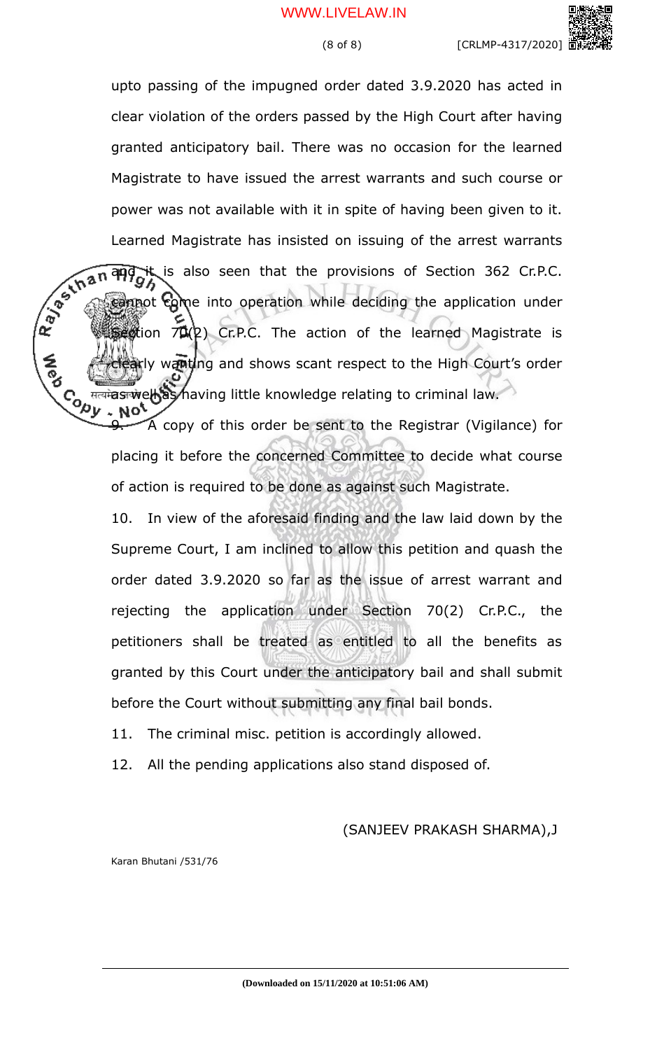upto passing of the impugned order dated 3.9.2020 has acted in clear violation of the orders passed by the High Court after having granted anticipatory bail. There was no occasion for the learned Magistrate to have issued the arrest warrants and such course or power was not available with it in spite of having been given to it. Learned Magistrate has insisted on issuing of the arrest warrants and it is also seen that the provisions of Section 362 Cr.P.C. cannot come into operation while deciding the application under Section 70(2) Cr.P.C. The action of the learned Magistrate is clearly wanting and shows scant respect to the High Court's order as well as having little knowledge relating to criminal law.

9. A copy of this order be sent to the Registrar (Vigilance) for placing it before the concerned Committee to decide what course of action is required to be done as against such Magistrate.

10. In view of the aforesaid finding and the law laid down by the Supreme Court, I am inclined to allow this petition and quash the order dated 3.9.2020 so far as the issue of arrest warrant and rejecting the application under Section 70(2) Cr.P.C., the petitioners shall be treated as entitled to all the benefits as granted by this Court under the anticipatory bail and shall submit before the Court without submitting any final bail bonds.

11. The criminal misc. petition is accordingly allowed.

12. All the pending applications also stand disposed of.

(SANJEEV PRAKASH SHARMA),J

Karan Bhutani /531/76